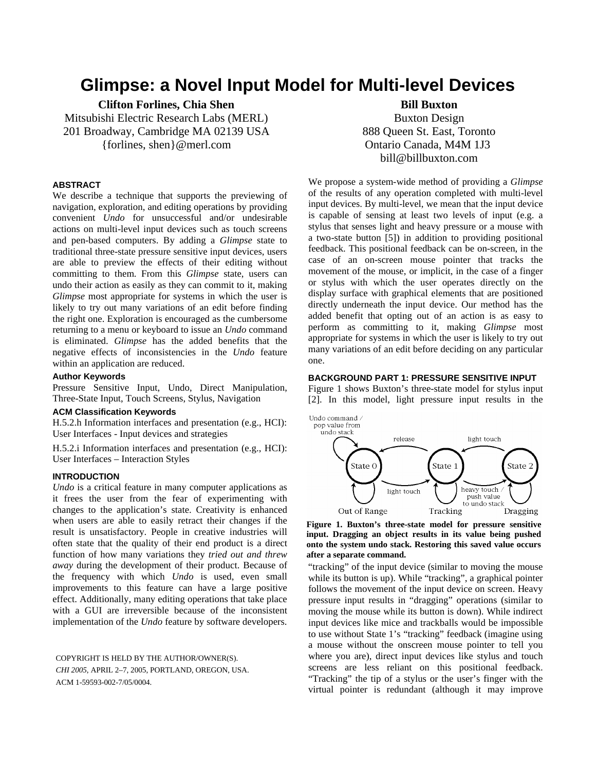# Glimpse: a Novel Input Model for Multi-level Devices

**Clifton Forlines, Chia Shen**
Mitsubishi Electric Research Labs (MERL)
201 Broadway, Cambridge MA 02139 USA
{forlines, shen}@merl.com

**Bill Buxton**
Buxton Design
888 Queen St. East, Toronto
Ontario Canada, M4M 1J3
bill@billbuxton.com

## ABSTRACT

We describe a technique that supports the previewing of navigation, exploration, and editing operations by providing convenient *Undo* for unsuccessful and/or undesirable actions on multi-level input devices such as touch screens and pen-based computers. By adding a *Glimpse* state to traditional three-state pressure sensitive input devices, users are able to preview the effects of their editing without committing to them. From this *Glimpse* state, users can undo their action as easily as they can commit to it, making *Glimpse* most appropriate for systems in which the user is likely to try out many variations of an edit before finding the right one. Exploration is encouraged as the cumbersome returning to a menu or keyboard to issue an *Undo* command is eliminated. *Glimpse* has the added benefits that the negative effects of inconsistencies in the *Undo* feature within an application are reduced.

### Author Keywords

Pressure Sensitive Input, Undo, Direct Manipulation, Three-State Input, Touch Screens, Stylus, Navigation

### ACM Classification Keywords

H.5.2.h Information interfaces and presentation (e.g., HCI): User Interfaces - Input devices and strategies

H.5.2.i Information interfaces and presentation (e.g., HCI): User Interfaces – Interaction Styles

## INTRODUCTION

*Undo* is a critical feature in many computer applications as it frees the user from the fear of experimenting with changes to the application's state. Creativity is enhanced when users are able to easily retract their changes if the result is unsatisfactory. People in creative industries will often state that the quality of their end product is a direct function of how many variations they *tried out and threw away* during the development of their product. Because of the frequency with which *Undo* is used, even small improvements to this feature can have a large positive effect. Additionally, many editing operations that take place with a GUI are irreversible because of the inconsistent implementation of the *Undo* feature by software developers.

COPYRIGHT IS HELD BY THE AUTHOR/OWNER(S).
*CHI 2005*, APRIL 2–7, 2005, PORTLAND, OREGON, USA.
ACM 1-59593-002-7/05/0004.

We propose a system-wide method of providing a *Glimpse* of the results of any operation completed with multi-level input devices. By multi-level, we mean that the input device is capable of sensing at least two levels of input (e.g. a stylus that senses light and heavy pressure or a mouse with a two-state button [5]) in addition to providing positional feedback. This positional feedback can be on-screen, in the case of an on-screen mouse pointer that tracks the movement of the mouse, or implicit, in the case of a finger or stylus with which the user operates directly on the display surface with graphical elements that are positioned directly underneath the input device. Our method has the added benefit that opting out of an action is as easy to perform as committing to it, making *Glimpse* most appropriate for systems in which the user is likely to try out many variations of an edit before deciding on any particular one.

## BACKGROUND PART 1: PRESSURE SENSITIVE INPUT

Figure 1 shows Buxton's three-state model for stylus input [2]. In this model, light pressure input results in the "tracking" of the input device (similar to moving the mouse while its button is up). While "tracking", a graphical pointer follows the movement of the input device on screen. Heavy pressure input results in "dragging" operations (similar to moving the mouse while its button is down). While indirect input devices like mice and trackballs would be impossible to use without State 1's "tracking" feedback (imagine using a mouse without the onscreen mouse pointer to tell you where you are), direct input devices like stylus and touch screens are less reliant on this positional feedback. "Tracking" the tip of a stylus or the user's finger with the virtual pointer is redundant (although it may improve

**Figure 1. Buxton's three-state model for pressure sensitive input. Dragging an object results in its value being pushed onto the system undo stack. Restoring this saved value occurs after a separate command.**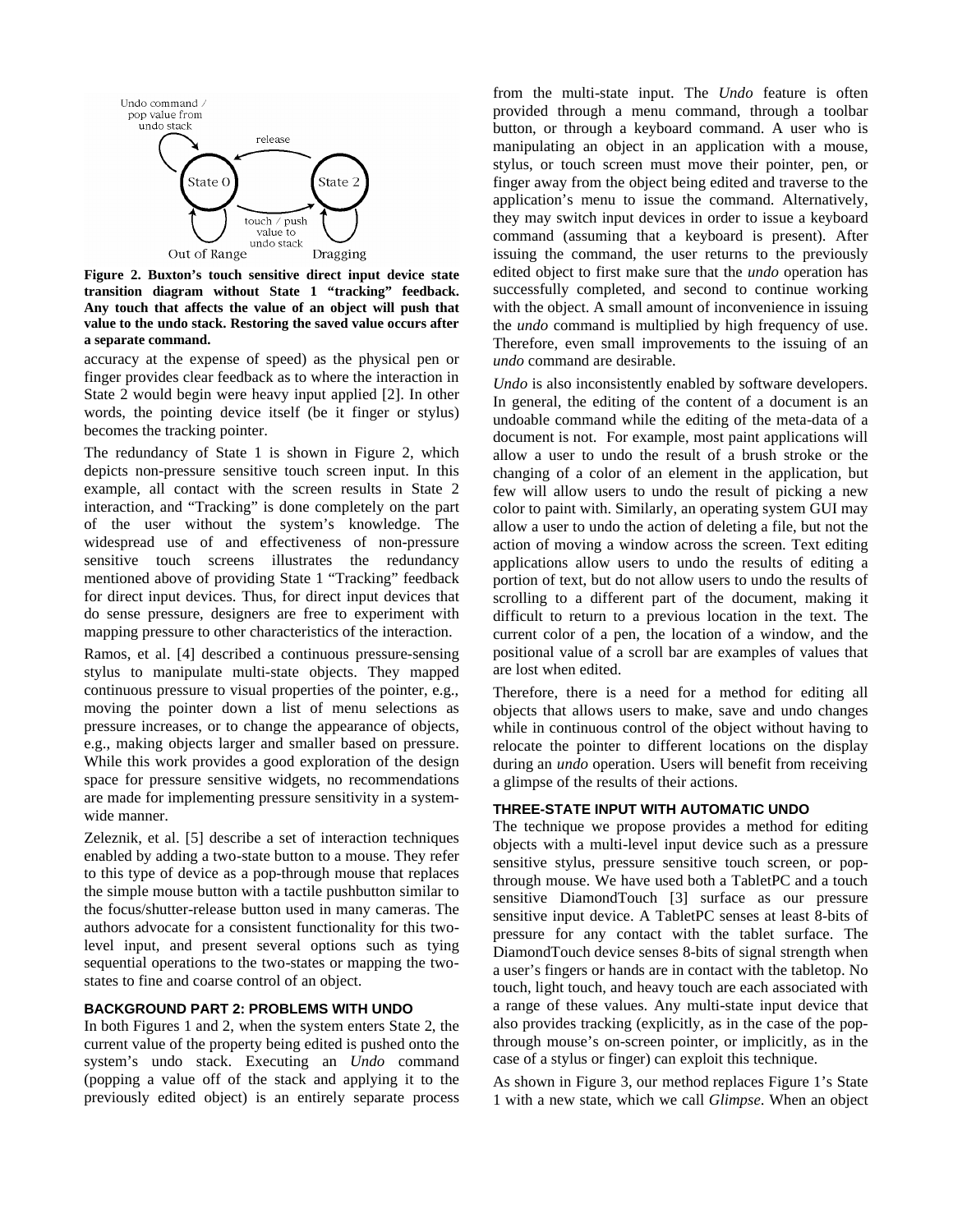**Figure 2. Buxton's touch sensitive direct input device state transition diagram without State 1 "tracking" feedback. Any touch that affects the value of an object will push that value to the undo stack. Restoring the saved value occurs after a separate command.**

accuracy at the expense of speed) as the physical pen or finger provides clear feedback as to where the interaction in State 2 would begin were heavy input applied [2]. In other words, the pointing device itself (be it finger or stylus) becomes the tracking pointer.

The redundancy of State 1 is shown in Figure 2, which depicts non-pressure sensitive touch screen input. In this example, all contact with the screen results in State 2 interaction, and "Tracking" is done completely on the part of the user without the system's knowledge. The widespread use of and effectiveness of non-pressure sensitive touch screens illustrates the redundancy mentioned above of providing State 1 "Tracking" feedback for direct input devices. Thus, for direct input devices that do sense pressure, designers are free to experiment with mapping pressure to other characteristics of the interaction.

Ramos, et al. [4] described a continuous pressure-sensing stylus to manipulate multi-state objects. They mapped continuous pressure to visual properties of the pointer, e.g., moving the pointer down a list of menu selections as pressure increases, or to change the appearance of objects, e.g., making objects larger and smaller based on pressure. While this work provides a good exploration of the design space for pressure sensitive widgets, no recommendations are made for implementing pressure sensitivity in a system-wide manner.

Zeleznik, et al. [5] describe a set of interaction techniques enabled by adding a two-state button to a mouse. They refer to this type of device as a pop-through mouse that replaces the simple mouse button with a tactile pushbutton similar to the focus/shutter-release button used in many cameras. The authors advocate for a consistent functionality for this two-level input, and present several options such as tying sequential operations to the two-states or mapping the two-states to fine and coarse control of an object.

## BACKGROUND PART 2: PROBLEMS WITH UNDO

In both Figures 1 and 2, when the system enters State 2, the current value of the property being edited is pushed onto the system's undo stack. Executing an *Undo* command (popping a value off of the stack and applying it to the previously edited object) is an entirely separate process from the multi-state input. The *Undo* feature is often provided through a menu command, through a toolbar button, or through a keyboard command. A user who is manipulating an object in an application with a mouse, stylus, or touch screen must move their pointer, pen, or finger away from the object being edited and traverse to the application's menu to issue the command. Alternatively, they may switch input devices in order to issue a keyboard command (assuming that a keyboard is present). After issuing the command, the user returns to the previously edited object to first make sure that the *undo* operation has successfully completed, and second to continue working with the object. A small amount of inconvenience in issuing the *undo* command is multiplied by high frequency of use. Therefore, even small improvements to the issuing of an *undo* command are desirable.

*Undo* is also inconsistently enabled by software developers. In general, the editing of the content of a document is an undoable command while the editing of the meta-data of a document is not. For example, most paint applications will allow a user to undo the result of a brush stroke or the changing of a color of an element in the application, but few will allow users to undo the result of picking a new color to paint with. Similarly, an operating system GUI may allow a user to undo the action of deleting a file, but not the action of moving a window across the screen. Text editing applications allow users to undo the results of editing a portion of text, but do not allow users to undo the results of scrolling to a different part of the document, making it difficult to return to a previous location in the text. The current color of a pen, the location of a window, and the positional value of a scroll bar are examples of values that are lost when edited.

Therefore, there is a need for a method for editing all objects that allows users to make, save and undo changes while in continuous control of the object without having to relocate the pointer to different locations on the display during an *undo* operation. Users will benefit from receiving a glimpse of the results of their actions.

## THREE-STATE INPUT WITH AUTOMATIC UNDO

The technique we propose provides a method for editing objects with a multi-level input device such as a pressure sensitive stylus, pressure sensitive touch screen, or pop-through mouse. We have used both a TabletPC and a touch sensitive DiamondTouch [3] surface as our pressure sensitive input device. A TabletPC senses at least 8-bits of pressure for any contact with the tablet surface. The DiamondTouch device senses 8-bits of signal strength when a user's fingers or hands are in contact with the tabletop. No touch, light touch, and heavy touch are each associated with a range of these values. Any multi-state input device that also provides tracking (explicitly, as in the case of the pop-through mouse's on-screen pointer, or implicitly, as in the case of a stylus or finger) can exploit this technique.

As shown in Figure 3, our method replaces Figure 1's State 1 with a new state, which we call *Glimpse*. When an object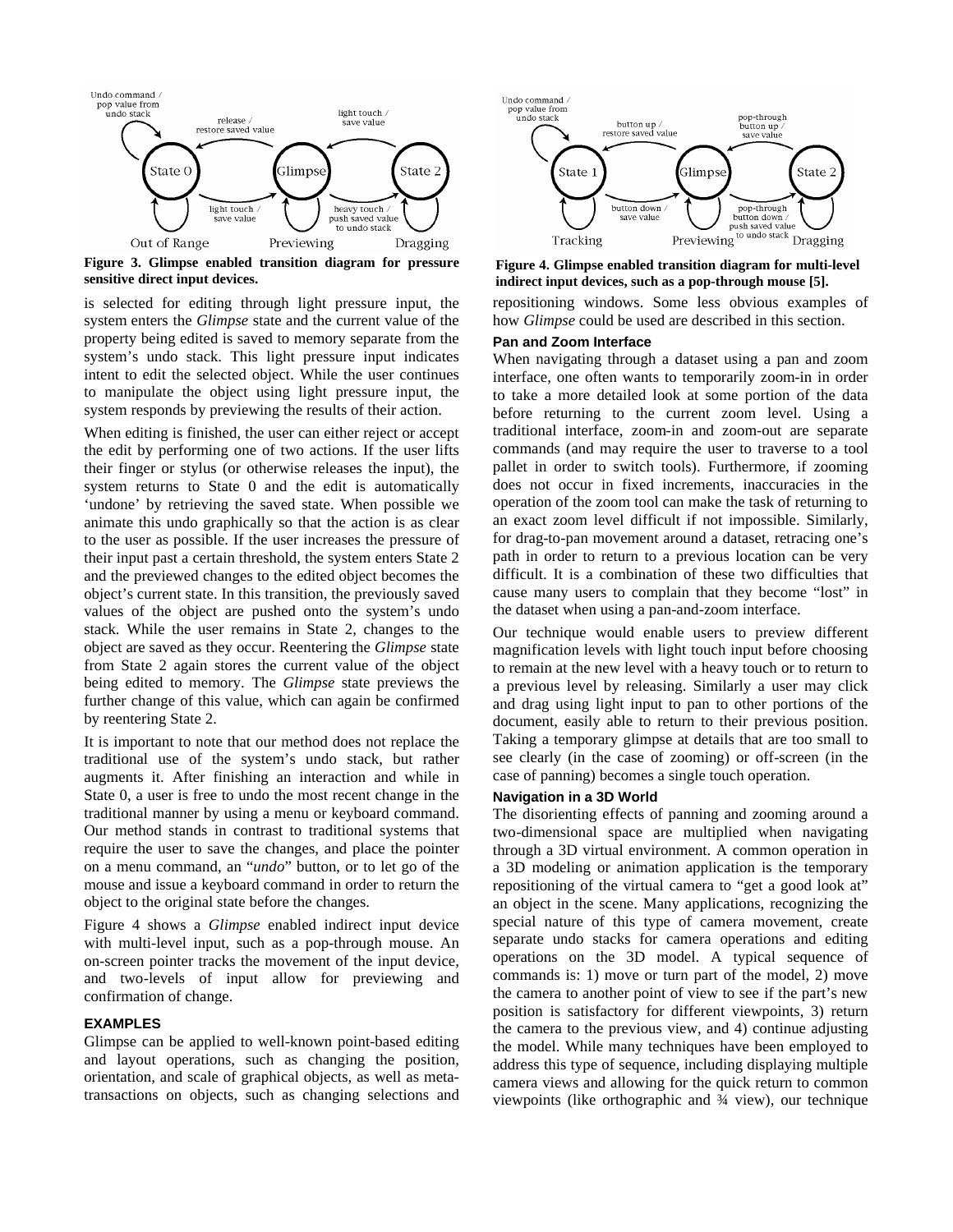Undo command / pop value from undo stack

release / restore saved value

light touch / save value

State 0

Glimpse

State 2

light touch / save value

heavy touch / push saved value to undo stack

Out of Range

Previewing

Dragging

**Figure 3. Glimpse enabled transition diagram for pressure sensitive direct input devices.**

Undo command / pop value from undo stack

button up / restore saved value

pop-through button up / save value

State 1

Glimpse

State 2

button down / save value

pop-through button down / push saved value to undo stack

Tracking

Previewing

Dragging

**Figure 4. Glimpse enabled transition diagram for multi-level indirect input devices, such as a pop-through mouse [5].**

is selected for editing through light pressure input, the system enters the *Glimpse* state and the current value of the property being edited is saved to memory separate from the system's undo stack. This light pressure input indicates intent to edit the selected object. While the user continues to manipulate the object using light pressure input, the system responds by previewing the results of their action.

When editing is finished, the user can either reject or accept the edit by performing one of two actions. If the user lifts their finger or stylus (or otherwise releases the input), the system returns to State 0 and the edit is automatically 'undone' by retrieving the saved state. When possible we animate this undo graphically so that the action is as clear to the user as possible. If the user increases the pressure of their input past a certain threshold, the system enters State 2 and the previewed changes to the edited object becomes the object's current state. In this transition, the previously saved values of the object are pushed onto the system's undo stack. While the user remains in State 2, changes to the object are saved as they occur. Reentering the *Glimpse* state from State 2 again stores the current value of the object being edited to memory. The *Glimpse* state previews the further change of this value, which can again be confirmed by reentering State 2.

It is important to note that our method does not replace the traditional use of the system's undo stack, but rather augments it. After finishing an interaction and while in State 0, a user is free to undo the most recent change in the traditional manner by using a menu or keyboard command. Our method stands in contrast to traditional systems that require the user to save the changes, and place the pointer on a menu command, an "*undo*" button, or to let go of the mouse and issue a keyboard command in order to return the object to the original state before the changes.

Figure 4 shows a *Glimpse* enabled indirect input device with multi-level input, such as a pop-through mouse. An on-screen pointer tracks the movement of the input device, and two-levels of input allow for previewing and confirmation of change.

## EXAMPLES

Glimpse can be applied to well-known point-based editing and layout operations, such as changing the position, orientation, and scale of graphical objects, as well as meta-transactions on objects, such as changing selections and repositioning windows. Some less obvious examples of how *Glimpse* could be used are described in this section.

### Pan and Zoom Interface

When navigating through a dataset using a pan and zoom interface, one often wants to temporarily zoom-in in order to take a more detailed look at some portion of the data before returning to the current zoom level. Using a traditional interface, zoom-in and zoom-out are separate commands (and may require the user to traverse to a tool pallet in order to switch tools). Furthermore, if zooming does not occur in fixed increments, inaccuracies in the operation of the zoom tool can make the task of returning to an exact zoom level difficult if not impossible. Similarly, for drag-to-pan movement around a dataset, retracing one's path in order to return to a previous location can be very difficult. It is a combination of these two difficulties that cause many users to complain that they become "lost" in the dataset when using a pan-and-zoom interface.

Our technique would enable users to preview different magnification levels with light touch input before choosing to remain at the new level with a heavy touch or to return to a previous level by releasing. Similarly a user may click and drag using light input to pan to other portions of the document, easily able to return to their previous position. Taking a temporary glimpse at details that are too small to see clearly (in the case of zooming) or off-screen (in the case of panning) becomes a single touch operation.

### Navigation in a 3D World

The disorienting effects of panning and zooming around a two-dimensional space are multiplied when navigating through a 3D virtual environment. A common operation in a 3D modeling or animation application is the temporary repositioning of the virtual camera to "get a good look at" an object in the scene. Many applications, recognizing the special nature of this type of camera movement, create separate undo stacks for camera operations and editing operations on the 3D model. A typical sequence of commands is: 1) move or turn part of the model, 2) move the camera to another point of view to see if the part's new position is satisfactory for different viewpoints, 3) return the camera to the previous view, and 4) continue adjusting the model. While many techniques have been employed to address this type of sequence, including displaying multiple camera views and allowing for the quick return to common viewpoints (like orthographic and ¾ view), our technique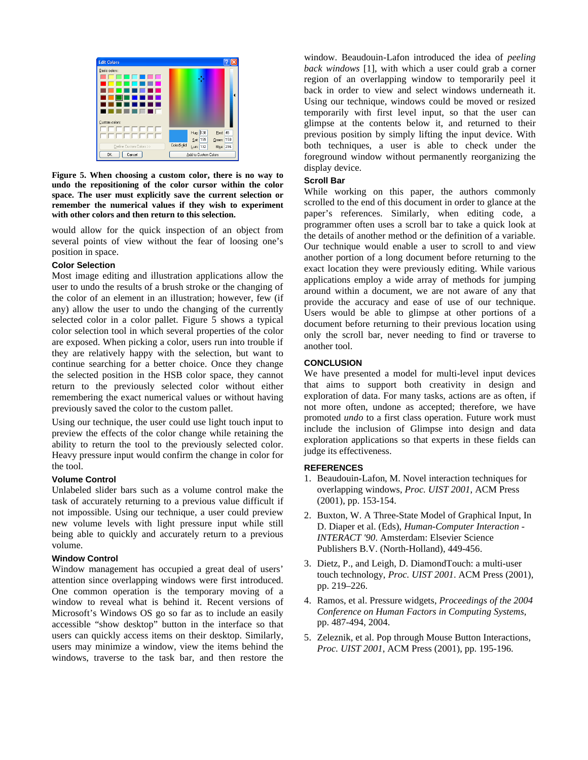**Figure 5. When choosing a custom color, there is no way to undo the repositioning of the color cursor within the color space. The user must explicitly save the current selection or remember the numerical values if they wish to experiment with other colors and then return to this selection.**

would allow for the quick inspection of an object from several points of view without the fear of loosing one's position in space.

### Color Selection

Most image editing and illustration applications allow the user to undo the results of a brush stroke or the changing of the color of an element in an illustration; however, few (if any) allow the user to undo the changing of the currently selected color in a color pallet. Figure 5 shows a typical color selection tool in which several properties of the color are exposed. When picking a color, users run into trouble if they are relatively happy with the selection, but want to continue searching for a better choice. Once they change the selected position in the HSB color space, they cannot return to the previously selected color without either remembering the exact numerical values or without having previously saved the color to the custom pallet.

Using our technique, the user could use light touch input to preview the effects of the color change while retaining the ability to return the tool to the previously selected color. Heavy pressure input would confirm the change in color for the tool.

### Volume Control

Unlabeled slider bars such as a volume control make the task of accurately returning to a previous value difficult if not impossible. Using our technique, a user could preview new volume levels with light pressure input while still being able to quickly and accurately return to a previous volume.

### Window Control

Window management has occupied a great deal of users' attention since overlapping windows were first introduced. One common operation is the temporary moving of a window to reveal what is behind it. Recent versions of Microsoft's Windows OS go so far as to include an easily accessible "show desktop" button in the interface so that users can quickly access items on their desktop. Similarly, users may minimize a window, view the items behind the windows, traverse to the task bar, and then restore the window. Beaudouin-Lafon introduced the idea of *peeling back windows* [1], with which a user could grab a corner region of an overlapping window to temporarily peel it back in order to view and select windows underneath it. Using our technique, windows could be moved or resized temporarily with first level input, so that the user can glimpse at the contents below it, and returned to their previous position by simply lifting the input device. With both techniques, a user is able to check under the foreground window without permanently reorganizing the display device.

### Scroll Bar

While working on this paper, the authors commonly scrolled to the end of this document in order to glance at the paper's references. Similarly, when editing code, a programmer often uses a scroll bar to take a quick look at the details of another method or the definition of a variable. Our technique would enable a user to scroll to and view another portion of a long document before returning to the exact location they were previously editing. While various applications employ a wide array of methods for jumping around within a document, we are not aware of any that provide the accuracy and ease of use of our technique. Users would be able to glimpse at other portions of a document before returning to their previous location using only the scroll bar, never needing to find or traverse to another tool.

## CONCLUSION

We have presented a model for multi-level input devices that aims to support both creativity in design and exploration of data. For many tasks, actions are as often, if not more often, undone as accepted; therefore, we have promoted *undo* to a first class operation. Future work must include the inclusion of Glimpse into design and data exploration applications so that experts in these fields can judge its effectiveness.

## REFERENCES

1. Beaudouin-Lafon, M. Novel interaction techniques for overlapping windows, *Proc. UIST 2001*, ACM Press (2001), pp. 153-154.
2. Buxton, W. A Three-State Model of Graphical Input, In D. Diaper et al. (Eds), *Human-Computer Interaction - INTERACT '90*. Amsterdam: Elsevier Science Publishers B.V. (North-Holland), 449-456.
3. Dietz, P., and Leigh, D. DiamondTouch: a multi-user touch technology, *Proc. UIST 2001*. ACM Press (2001), pp. 219–226.
4. Ramos, et al. Pressure widgets, *Proceedings of the 2004 Conference on Human Factors in Computing Systems*, pp. 487-494, 2004.
5. Zeleznik, et al. Pop through Mouse Button Interactions, *Proc. UIST 2001*, ACM Press (2001), pp. 195-196.